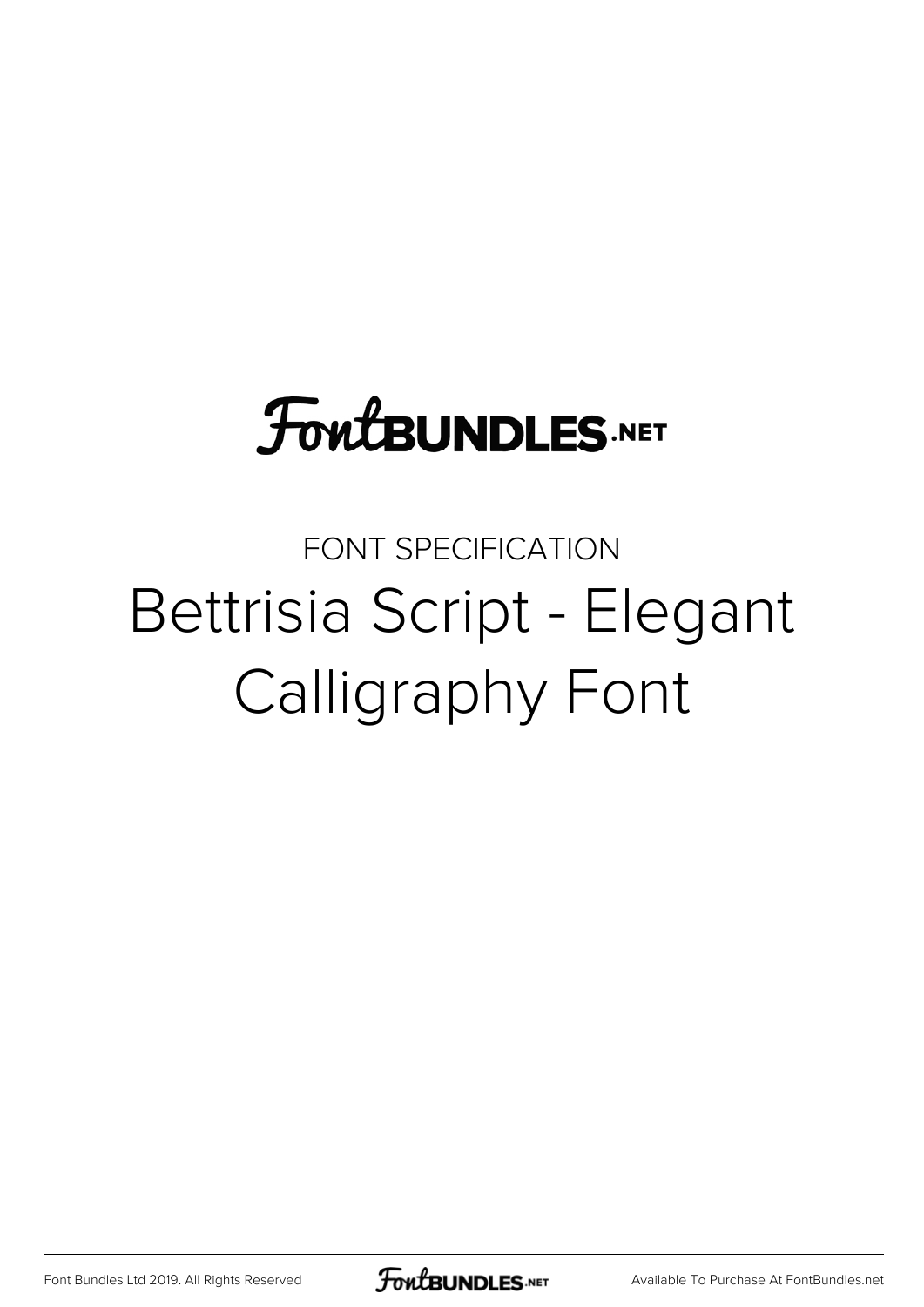FontBUNDLES.NET

FONT SPECIFICATION

# Bettrisia Script - Elegant Calligraphy Font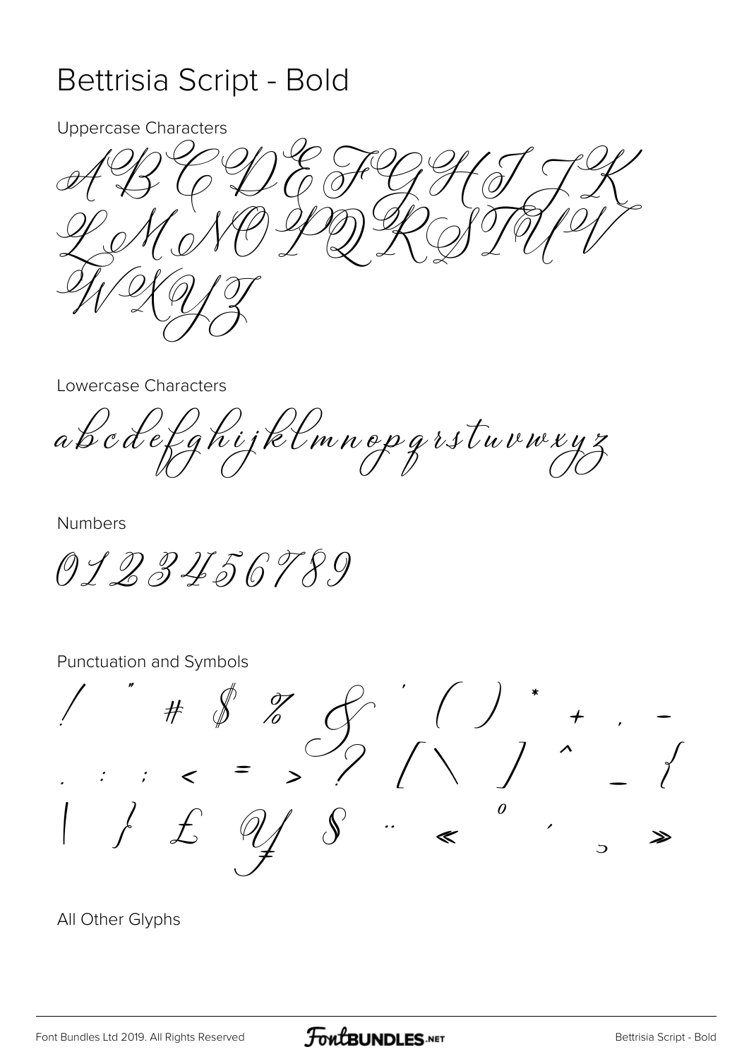# Bettrisia Script - Bold

Uppercase Characters

A B C D E F G H I J K
L M N O P Q R S T U V
W X Y Z

Lowercase Characters

a b c d e f g h i j k l m n o p q r s t u v w x y z

Numbers

0 1 2 3 4 5 6 7 8 9

Punctuation and Symbols

! " # $ % & ' ( ) * + , -
. / : ; < = > ? [ \ ] ^ _ {
| } £ ¥ § ¨ « º ´ ¸ »

All Other Glyphs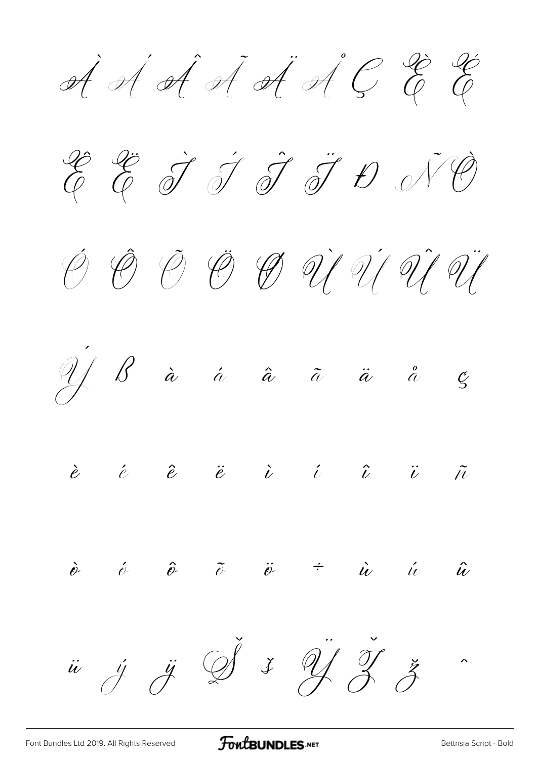À Á Â Ã Ä Å Ç È É

Ê Ë Ì Í Î Ï Ð Ñ Ò

Ó Ô Õ Ö Ø Ù Ú Û Ü

Ý ß à á â ã ä å ç

è é ê ë ì í î ï ñ

ò ó ô õ ö ÷ ù ú û

ü ý ÿ Š š Ÿ Ž ž ˆ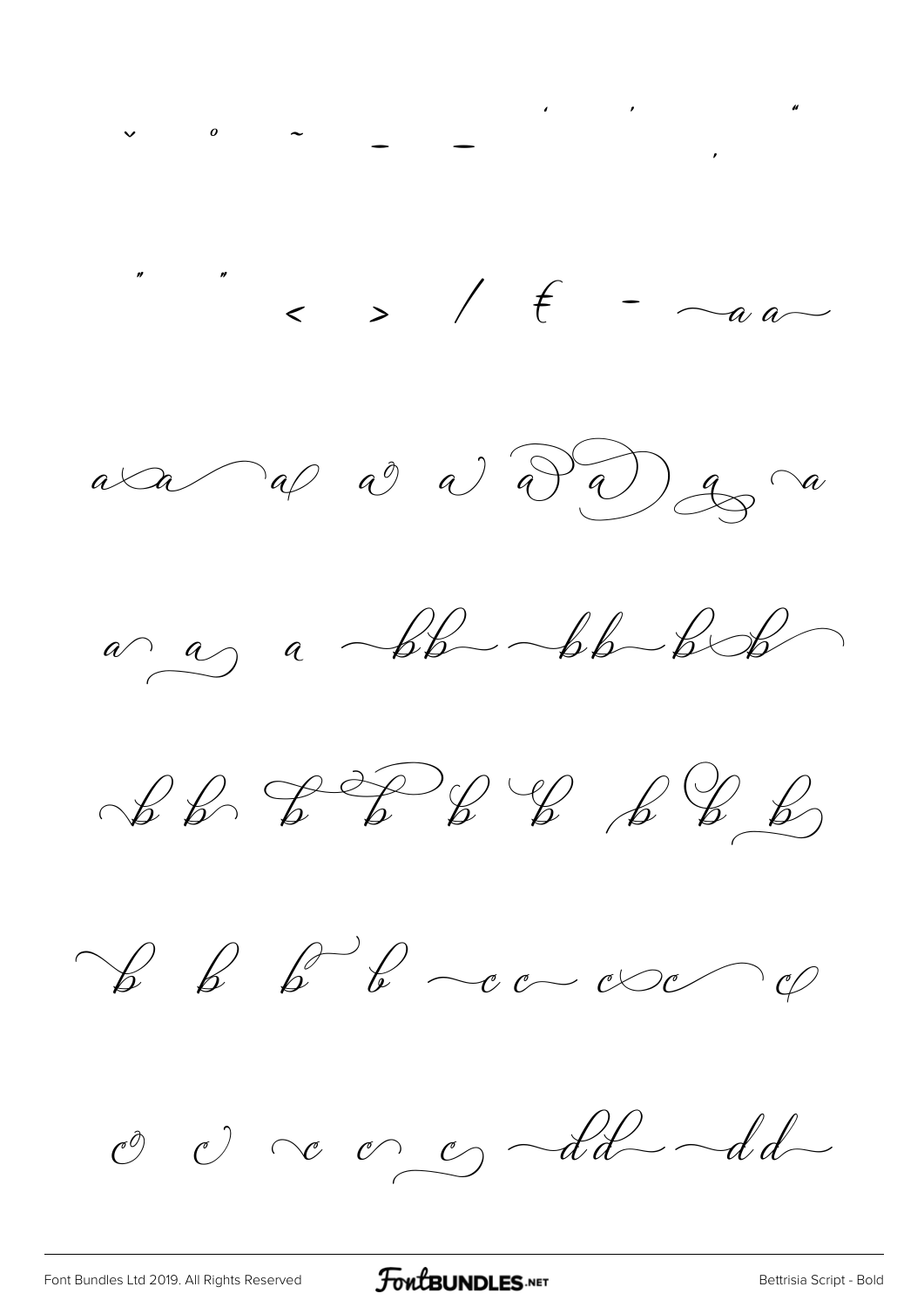ˇ ˚ ˜ ‒ — ‘ ’ ‚ “

” „ ‹ › ⁄ ₤ - ~a a~

a a a a a a a a a

a a a bb bb b b

b b b b b b b b b

b b b b c c c c c

c c c c c dd dd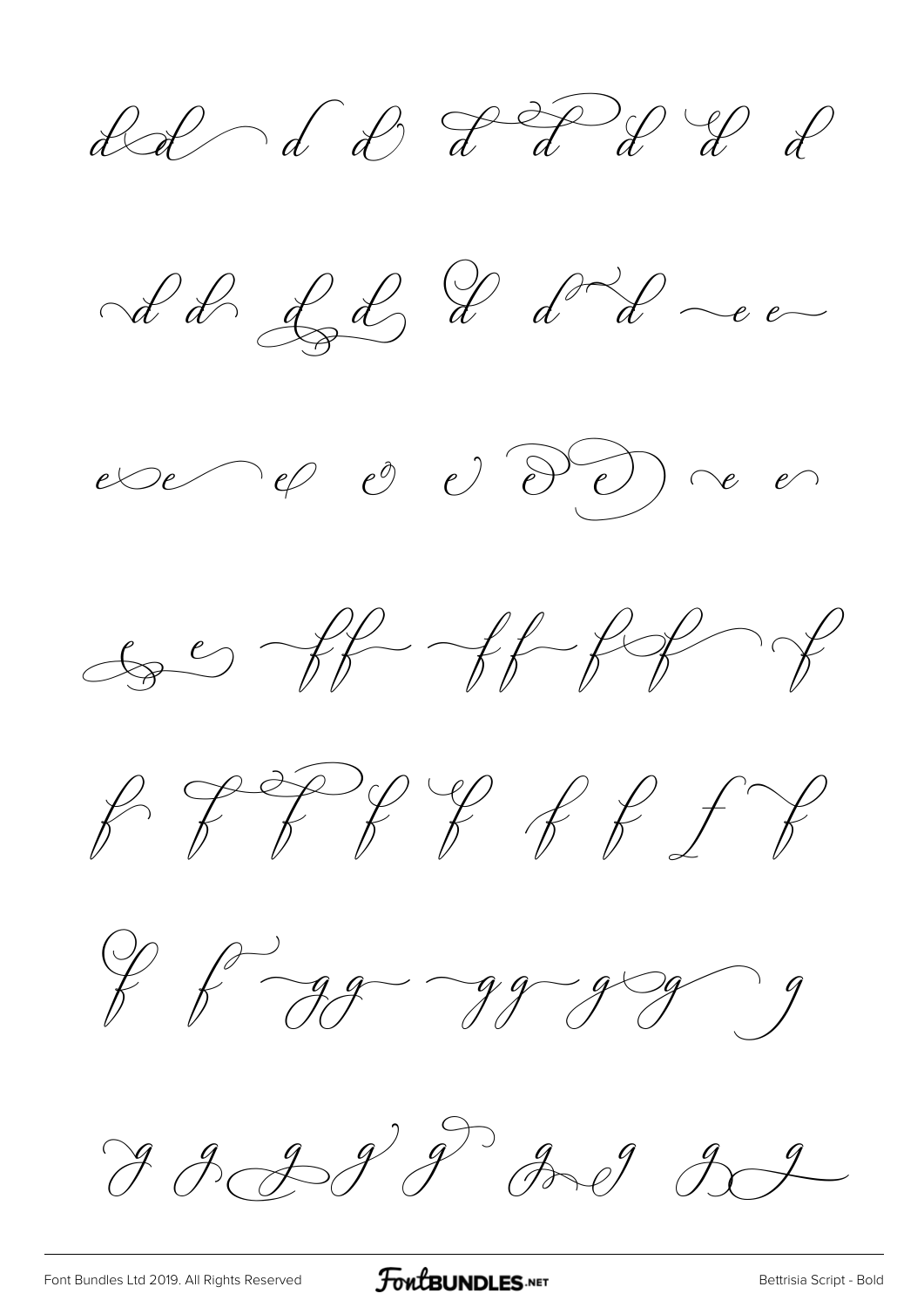d d d d d d d d d d d

d d d d d d d e e

e e e e e e e e e

e e ff ff f f f

f f f f f f f f f

f f gg gg g g g

g g g g g g g g g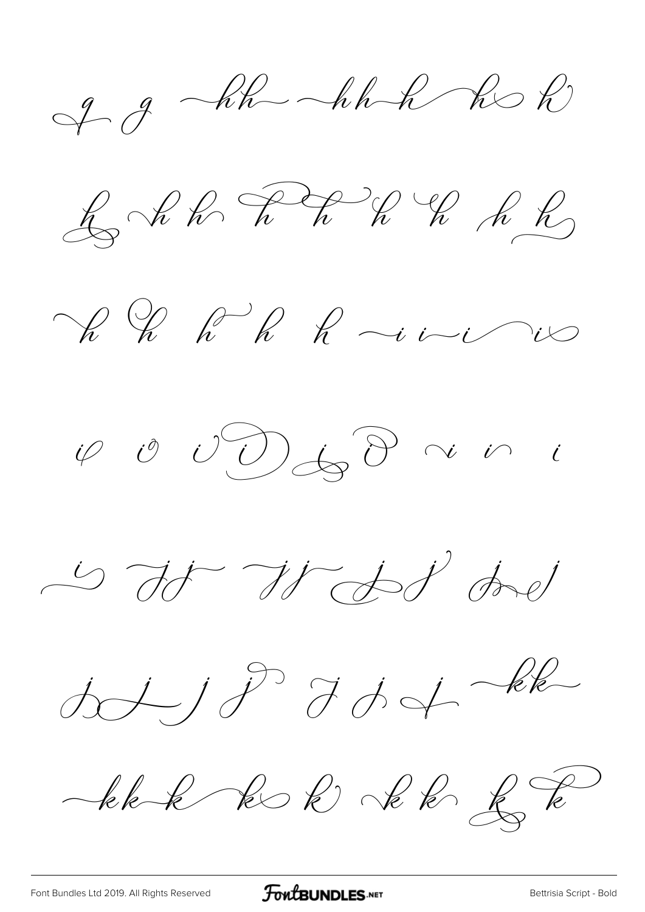q g hh hh h h h

h h h h h h h h h

h h h h h i i i i

i i i i i i i i i

i jj jj j j j j

j j j j j j j kk

kk k k k k k k k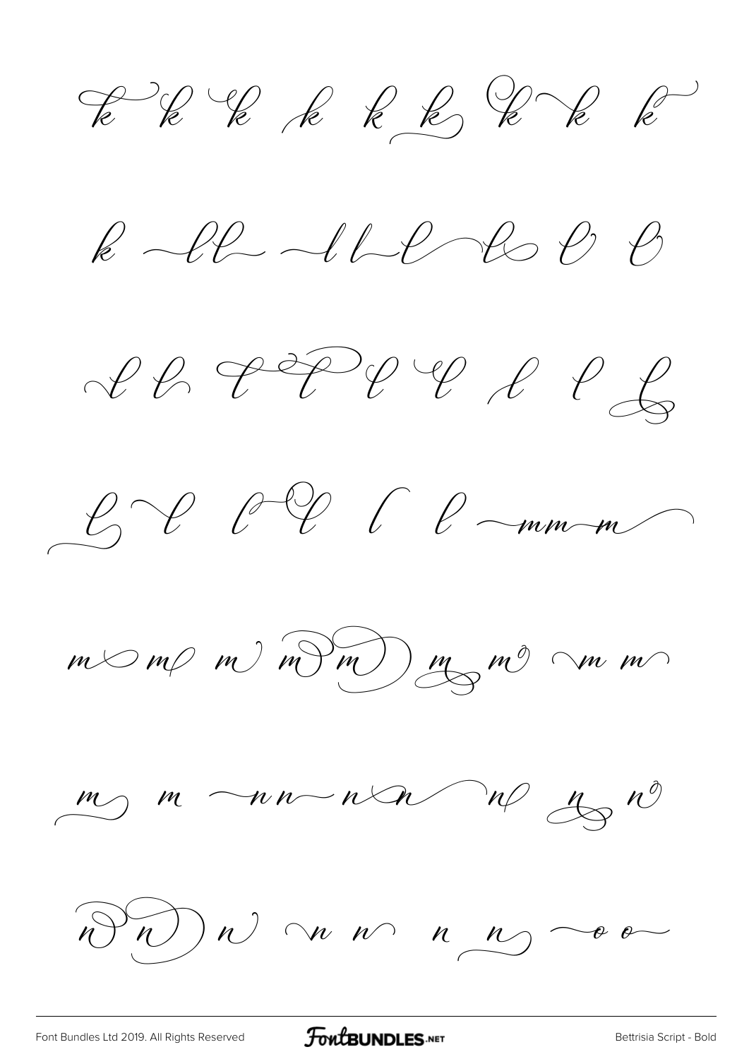k k k k k k k k k

k ll ll l l l l

l l l l l l l l l

l l l l l l mm m

m m m m m m m m m

m m nn n n n n n

n n n n n n n oo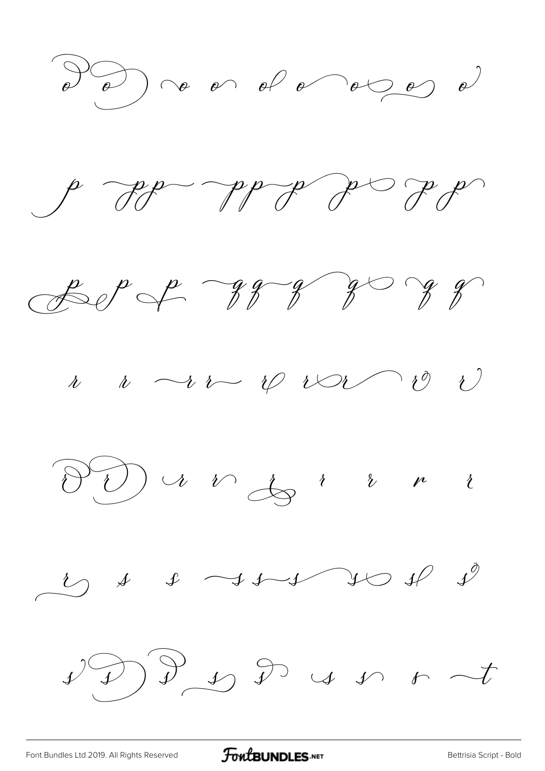o o o o o o o o o o

p pp pp p p p p p

p p p q q q q q q q

r r r r r r r r r

r r r r r r r r r

r s s s s s s s s

s s s s s s s s s t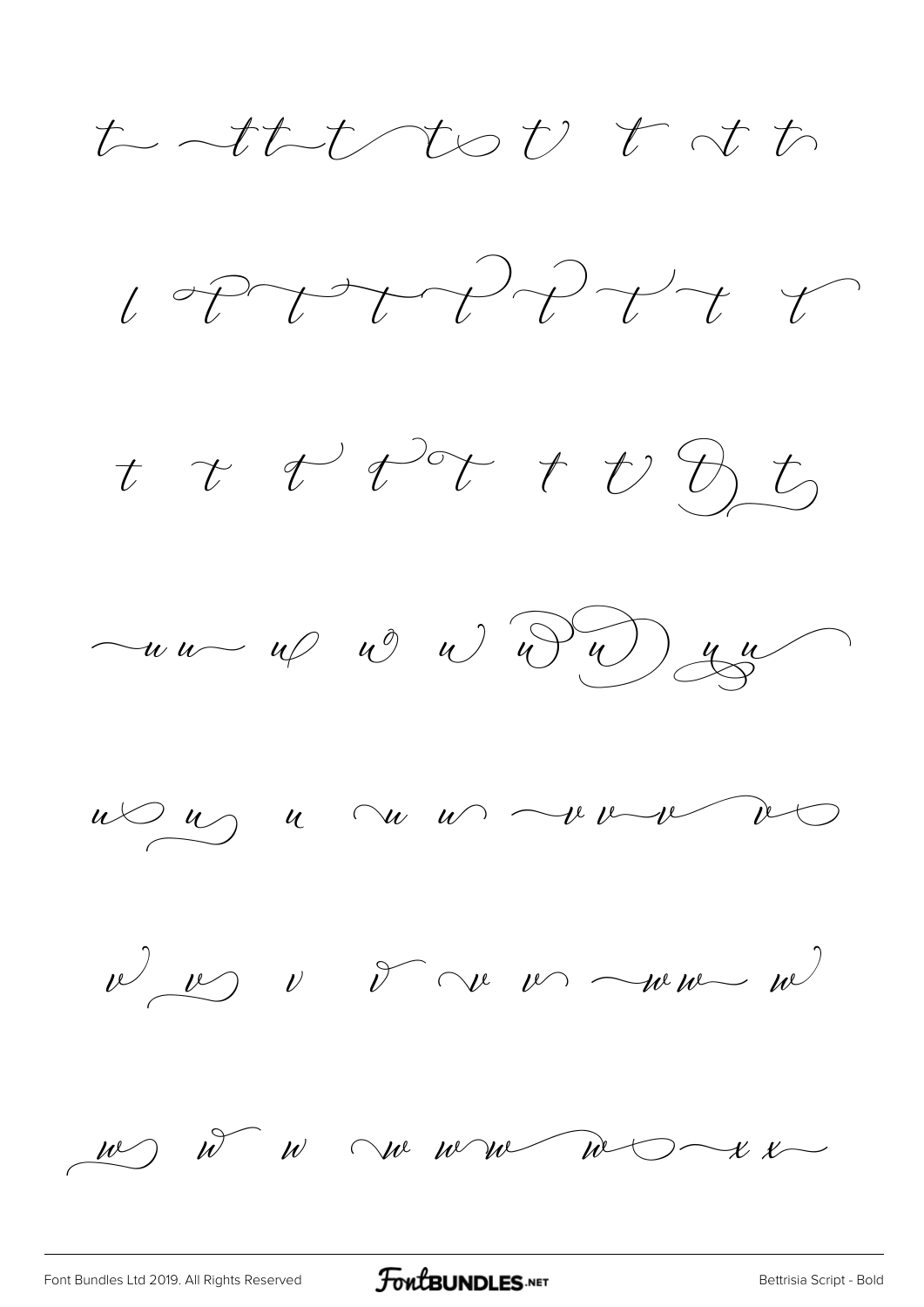t t t t t t t t t t

t t t t t t t t t t

t t t t t t t t t

u u u u u u u u u

u u u u u v v v v

v v v v v v w w w

w w w w w w w x x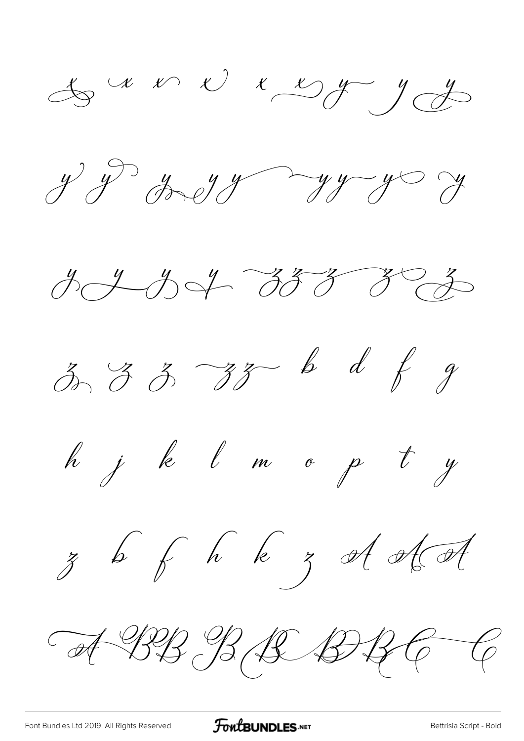x x x x x x y y y

y y y y y y y y y

y y y y z z z z z

z z z z z b d f g

h j k l m o p t y

z b f h k z A A A

A B B B B B B C C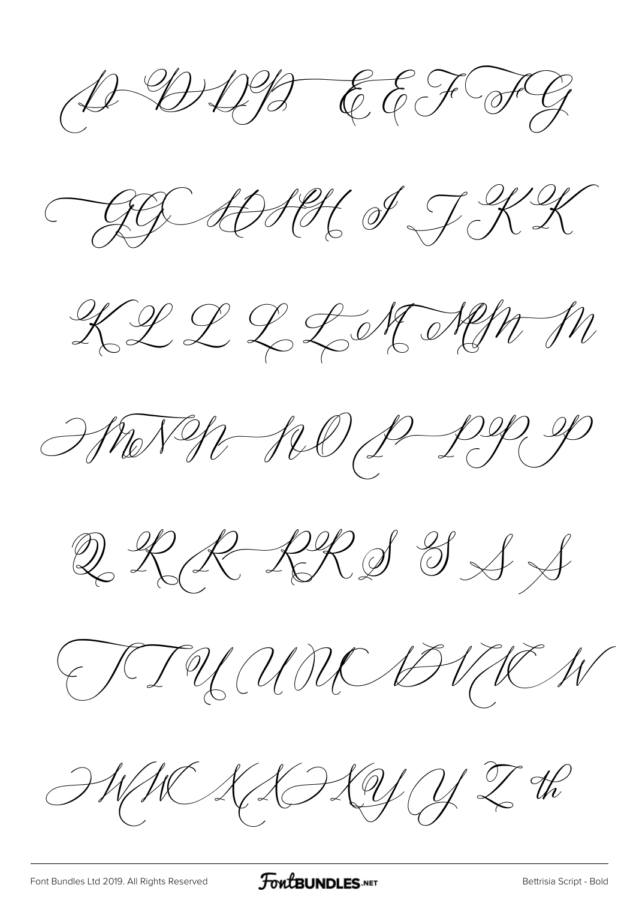D D D D E E F F G

G G H H I J K K

K L L L L M M m

M N N N O P P P

Q R R R R S S S S

T T U U U V V V W

W W X X X Y Y Z th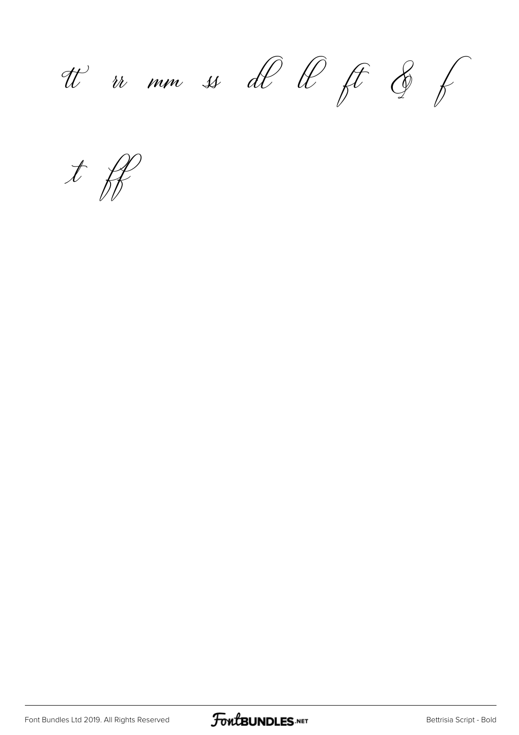tt rr mm ss dl ll ft & f

t ff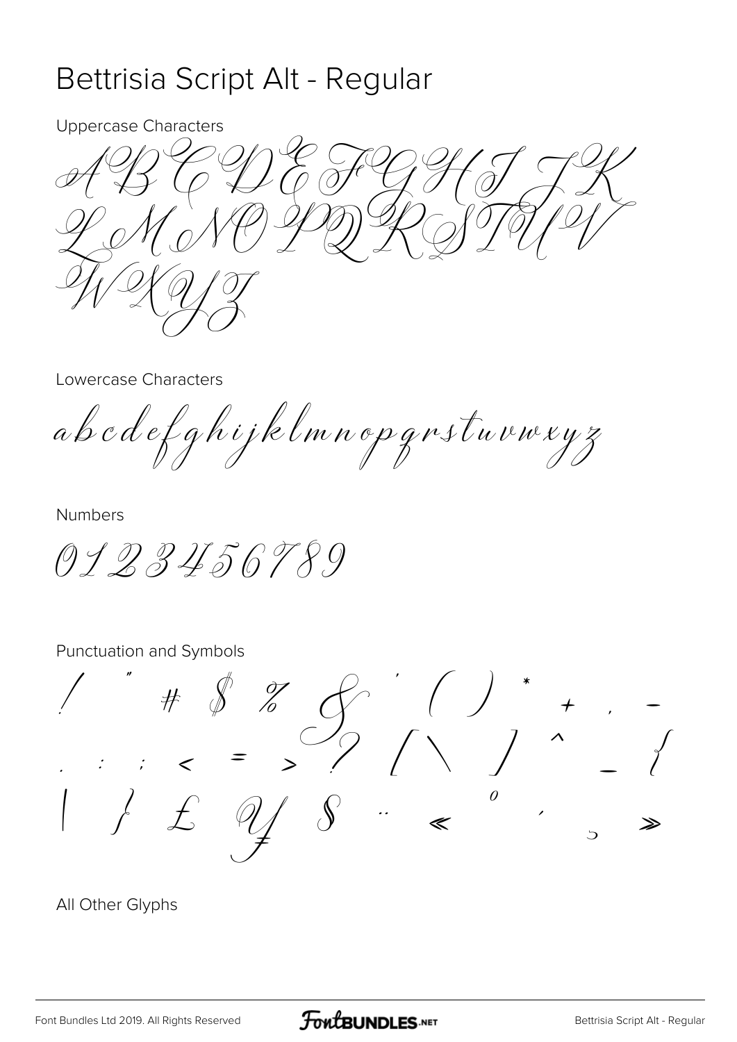# Bettrisia Script Alt - Regular

Uppercase Characters

A B C D E F G H I J K
L M N O P Q R S T U V
W X Y Z

Lowercase Characters

a b c d e f g h i j k l m n o p q r s t u v w x y z

Numbers

0 1 2 3 4 5 6 7 8 9

Punctuation and Symbols

! " # $ % & ' ( ) * + , -
. : ; < = > ? [ \ ] ^ _ {
| } £ ¥ § ¨ « º ´ ¸ »

All Other Glyphs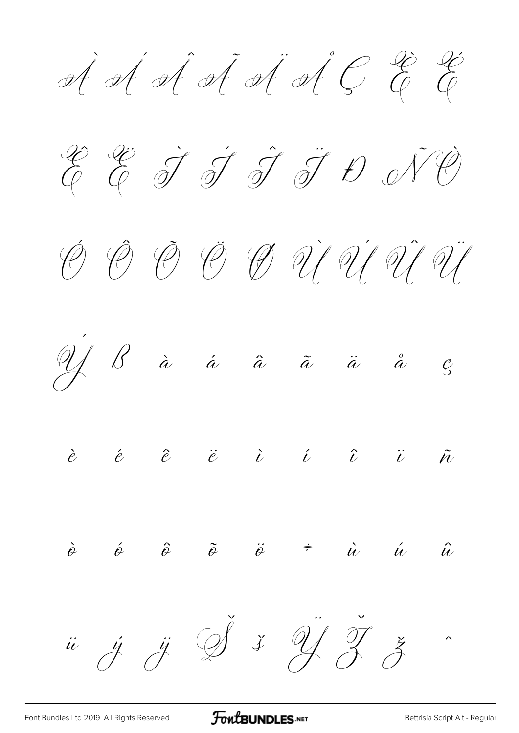À Á Â Ã Ä Å Ç È É

Ê Ë Ì Í Î Ï Đ Ñ Ò

Ó Ô Õ Ö Ø Ù Ú Û Ü

Ý ß à á â ã ä å ç

è é ê ë ì í î ï ñ

ò ó ô õ ö ÷ ù ú û

ü ý ÿ Š š Ÿ Ž ž ˆ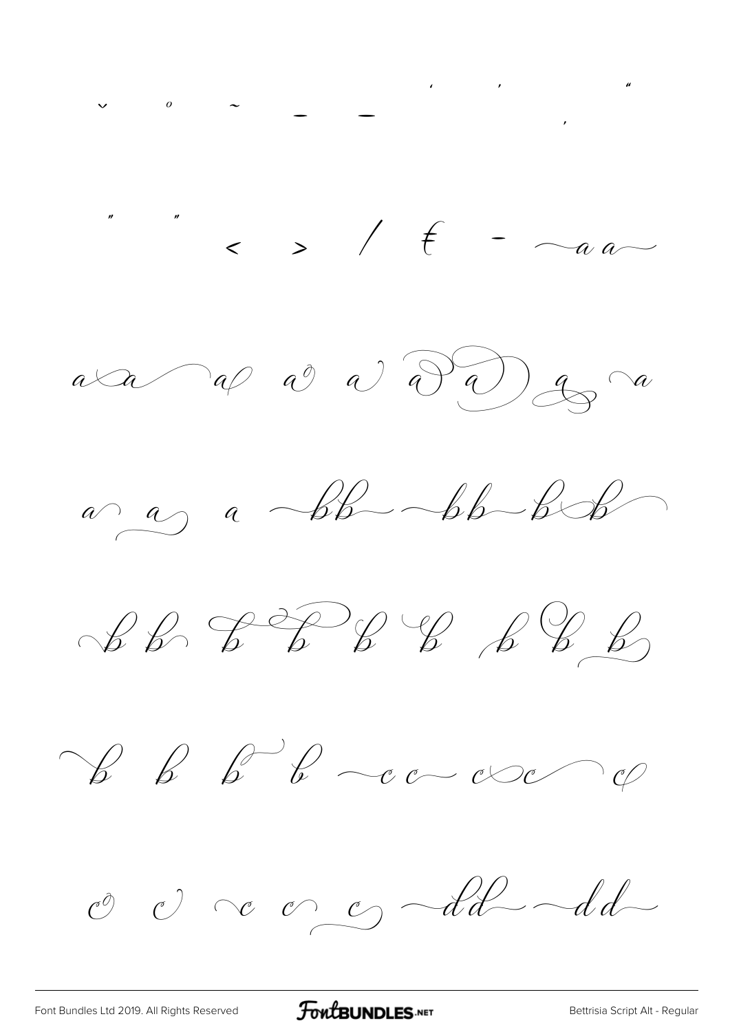ˇ ˚ ˜ ¯ ‒ ' ' ‚ "

" " ‹ › ⁄ ₣ - ~a a~

a a a a a a a a a

a a a ~bb ~bb~b b

b b b b b b b b b

b b b b ~c c~ c c c

c c c c c ~dd ~dd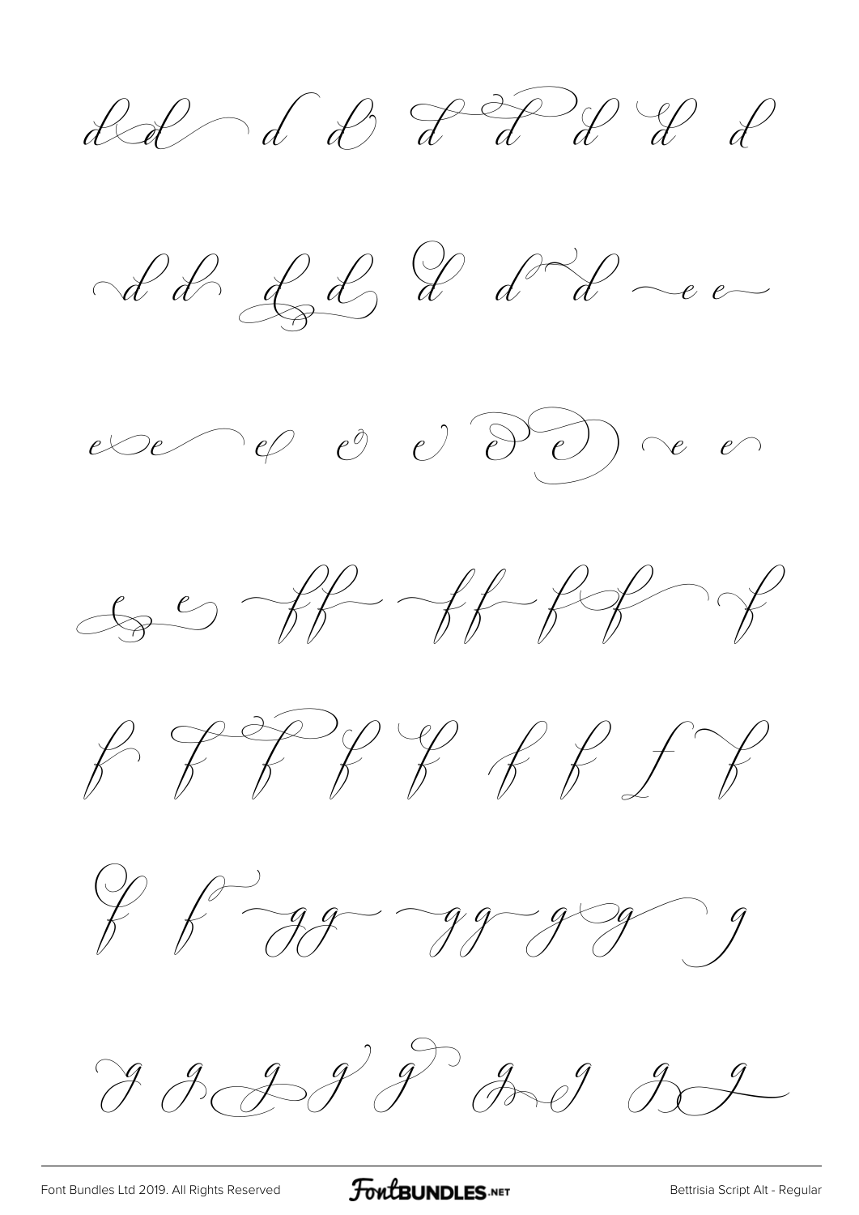d d d d d d d d d d

d d d d d d d e e

e e e e e e e e e

e e f f f f f f f

f f f f f f f f f

f f g g g g g g g

g g g g g g g g g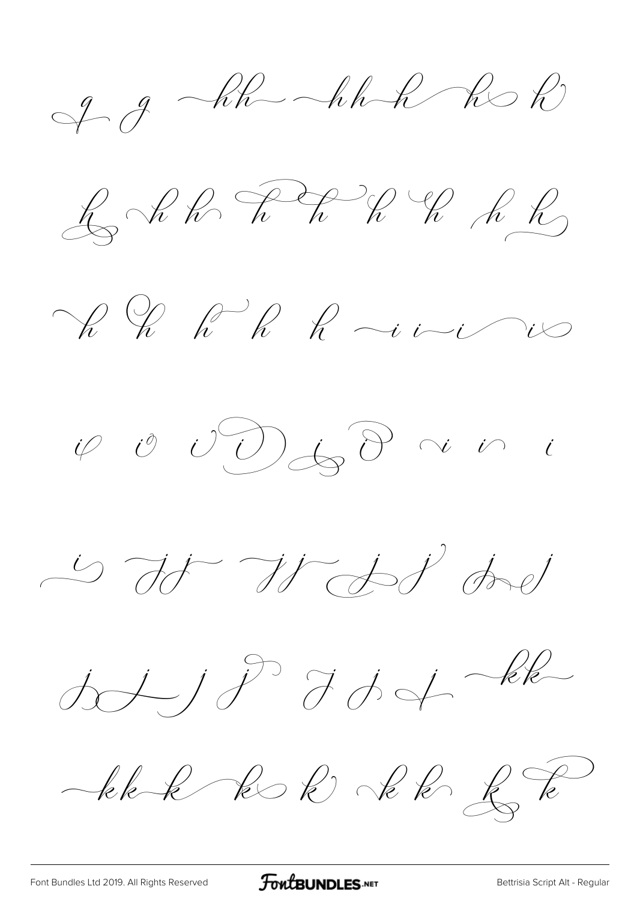q g hh hh h h h

h h h h h h h h h

h h h h h i i i i

i i i i i i i i i

i j j j j j j j j

j j j j j j j kk

kk k k k k k k k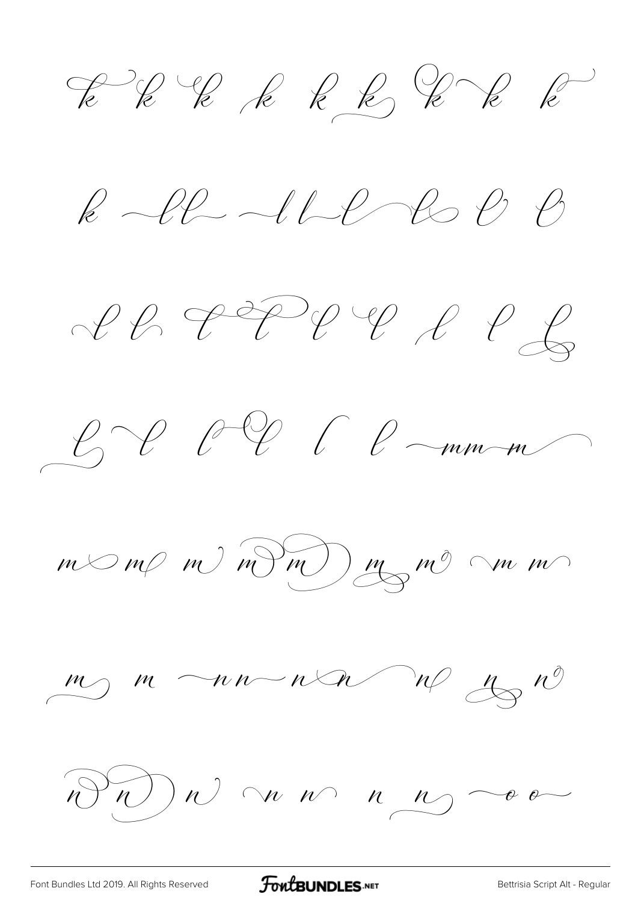k k k k k k k k k

k ll ll l l l l

l l l l l l l l l

l l l l l l mm m

m m m m m m m m m

m m nn n n n n n

n n n n n n n oo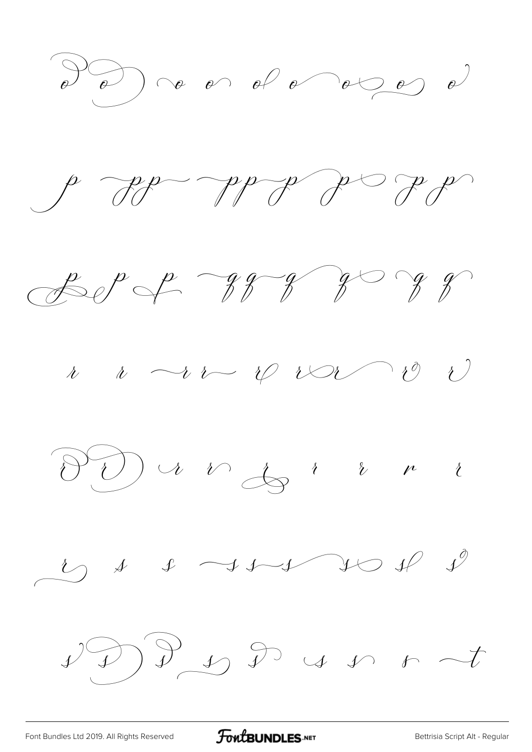o o o o o o o o o o

p pp pp p p p p

p p p qq q q q q

r r rr r r r r

r r r r r r r r r

r s s ss s s s s

s s s s s s s s t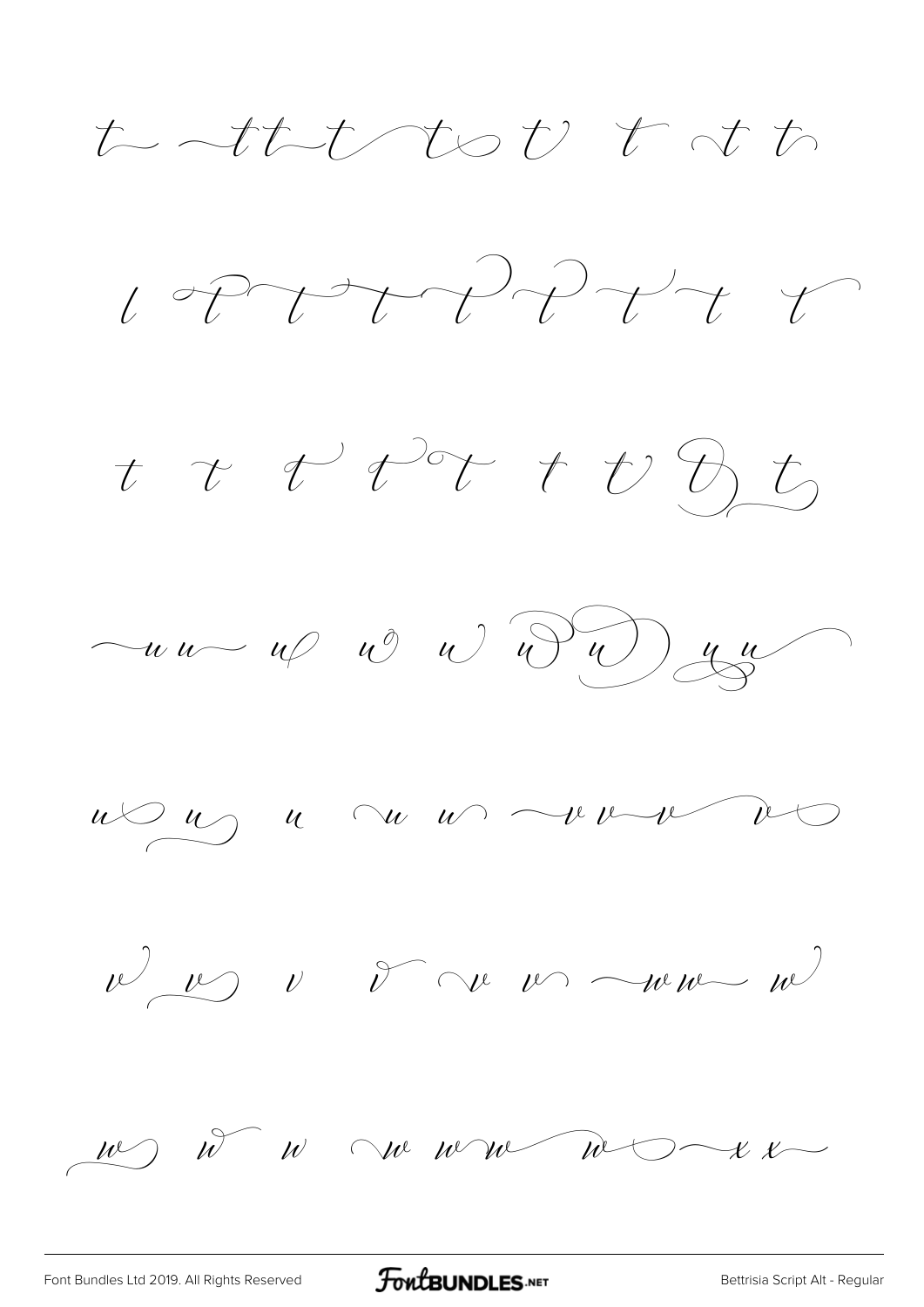t ~tt~t t t t t t

t t t t t t t t t

t t t t t t t t t

~u u~ u u u u u u u

u u u ~u u ~v v~v v

v v v v ~v v ~w w~ w

w w w ~w w w w ~x x~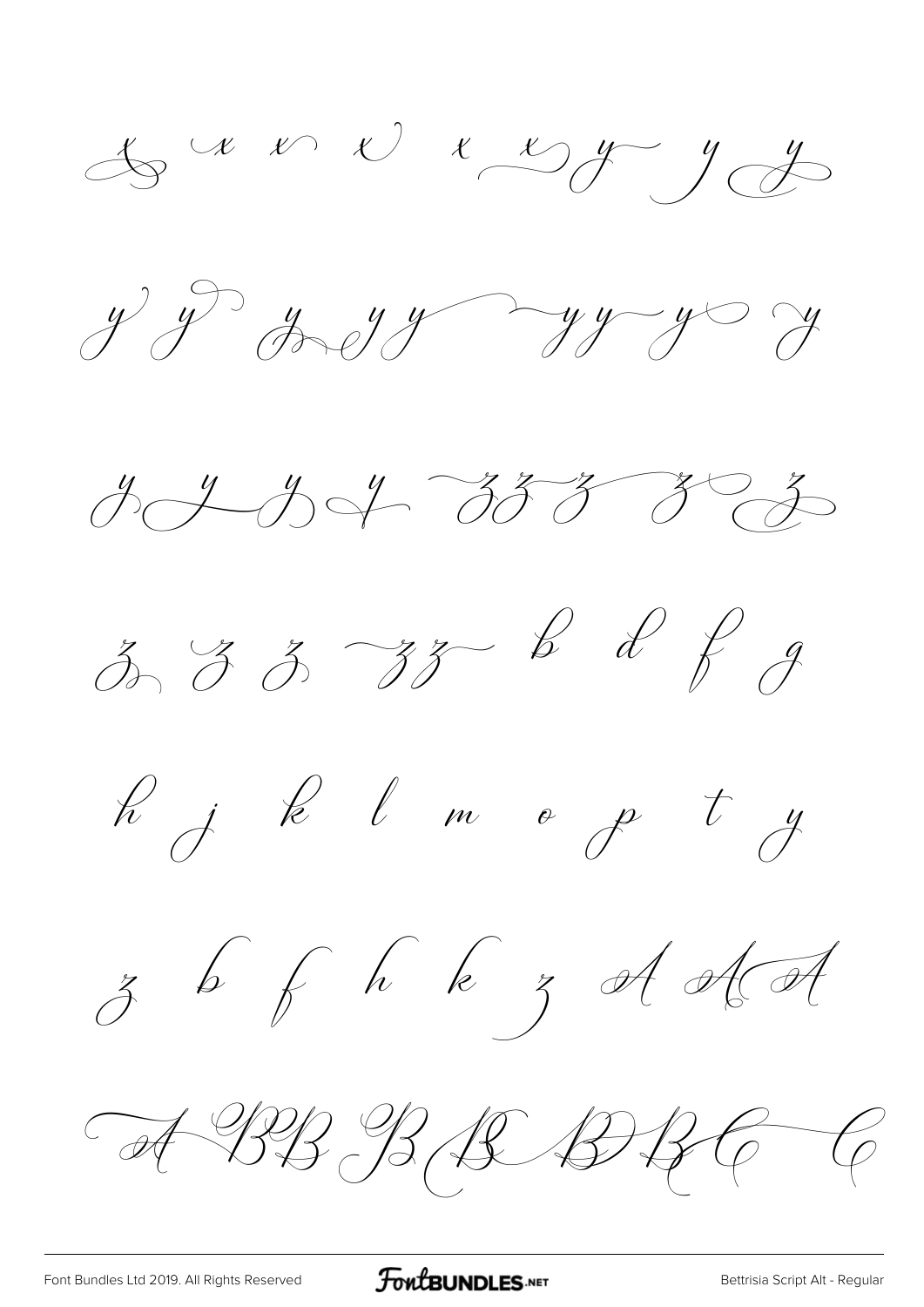x x x x x x y y y

y y y y y y y y y

y y y y z z z z z

z z z z z b d f g

h j k l m o p t y

z b f h k z A A A

A B B B B B B C C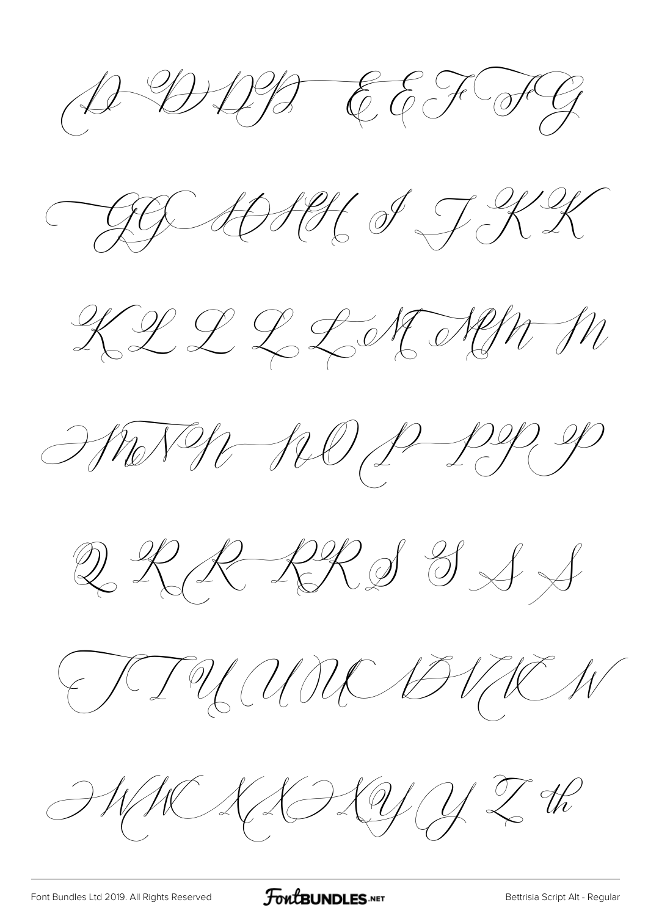D D D D E E F F G

G G H H H I J K K

K L L L L M M M M

M N N N N O P P P P

Q R R R R S S S S

T T U U U V V V W

W W X X X Y Y Z th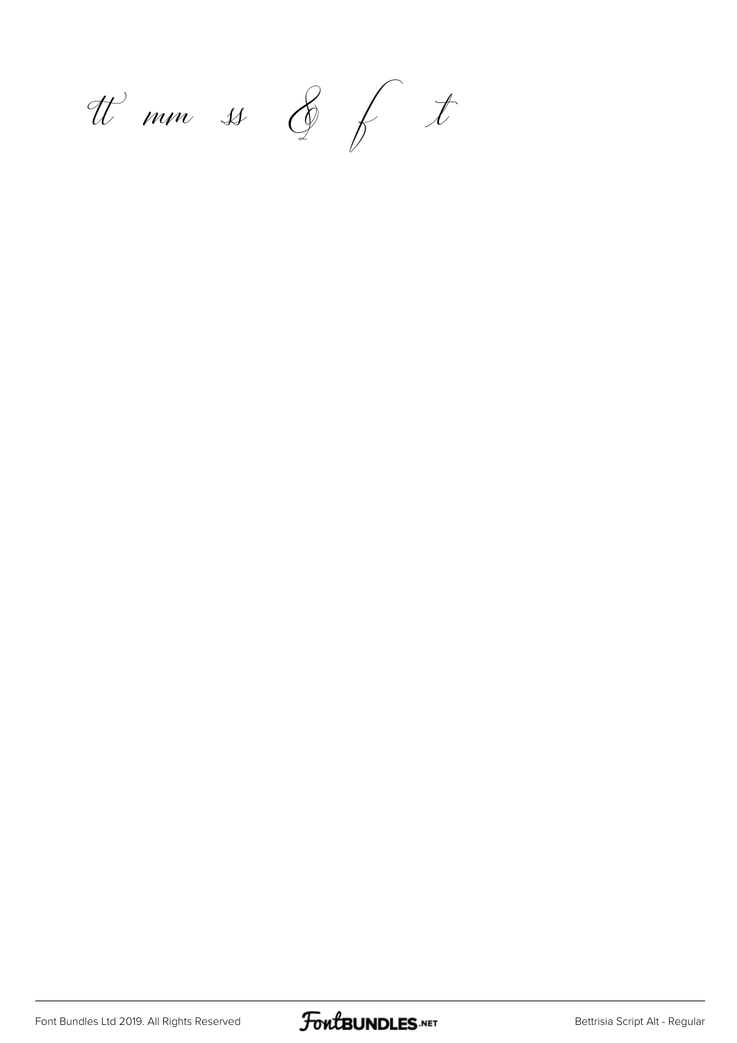tt mm ss & f t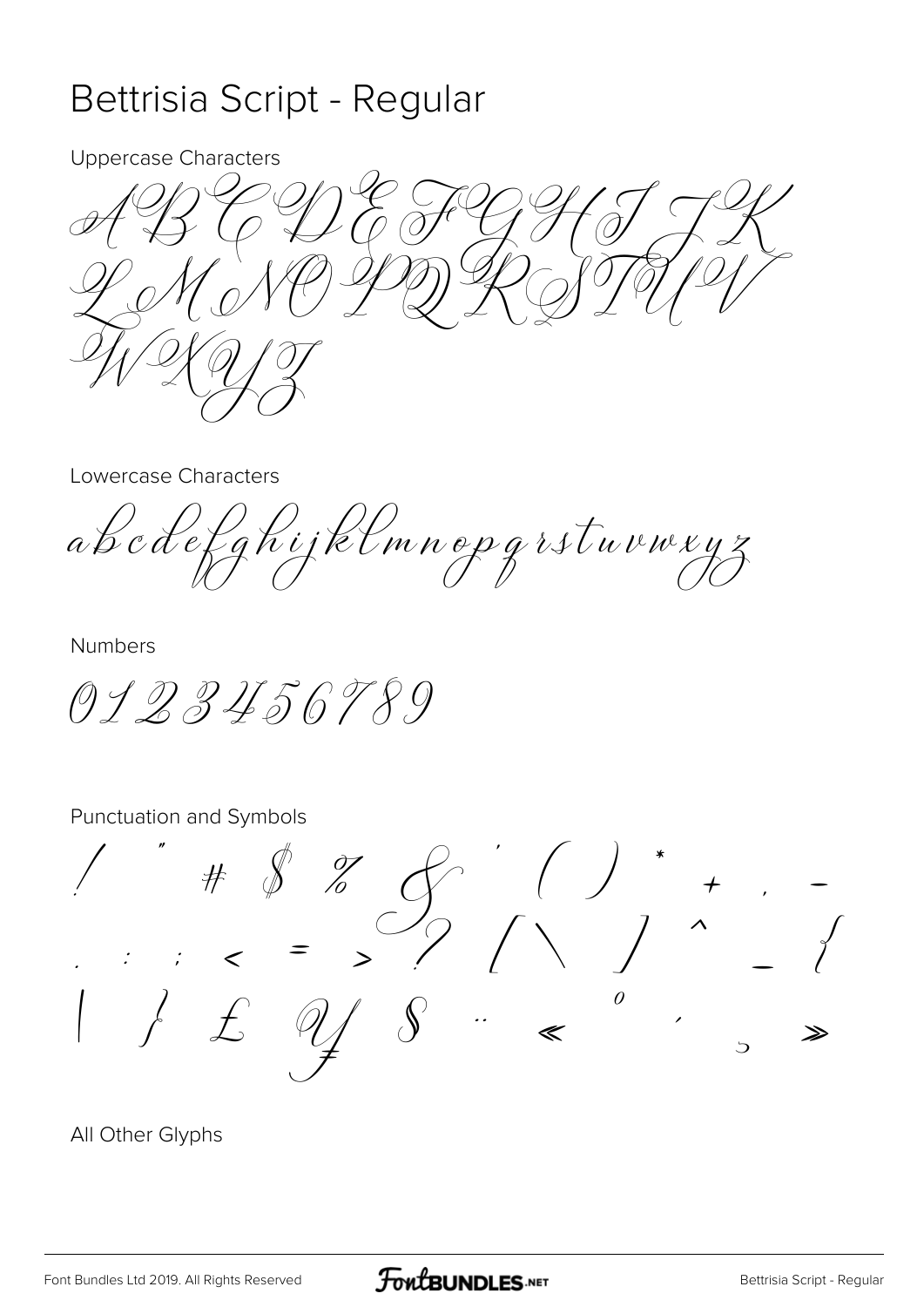# Bettrisia Script - Regular

Uppercase Characters

A B C D E F G H I J K L M N O P Q R S T U V W X Y Z

Lowercase Characters

a b c d e f g h i j k l m n o p q r s t u v w x y z

Numbers

0 1 2 3 4 5 6 7 8 9

Punctuation and Symbols

! " # $ % & ' ( ) * + , - . / : ; < = > ? [ \ ] ^ _ { | } £ ¥ § ¨ « ° ´ ¸ »

All Other Glyphs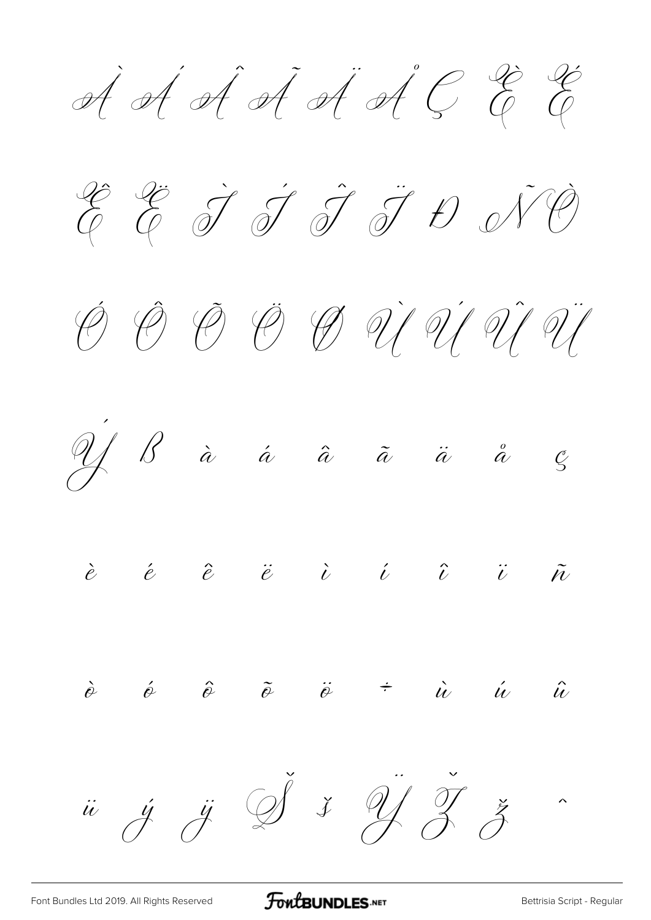À Á Â Ã Ä Å Ç È É

Ê Ë Ì Í Î Ï Ð Ñ Ò

Ó Ô Õ Ö Ø Ù Ú Û Ü

Ý ß à á â ã ä å ç

è é ê ë ì í î ï ñ

ò ó ô õ ö ÷ ù ú û

ü ý ÿ Š š Ÿ Ž ž ˆ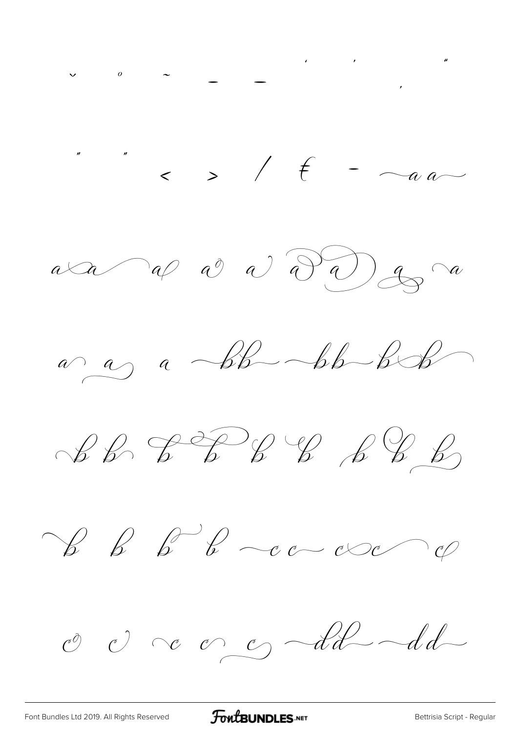ˇ ˚ ˜ ¯ ¯ ' ' ‚ "

" " ‹ › ⁄ ₣ - ~a a~

a a a a a a a a a

a a a bb bb b b

b b b b b b b b b

b b b b c c c c c

c c c c c dd dd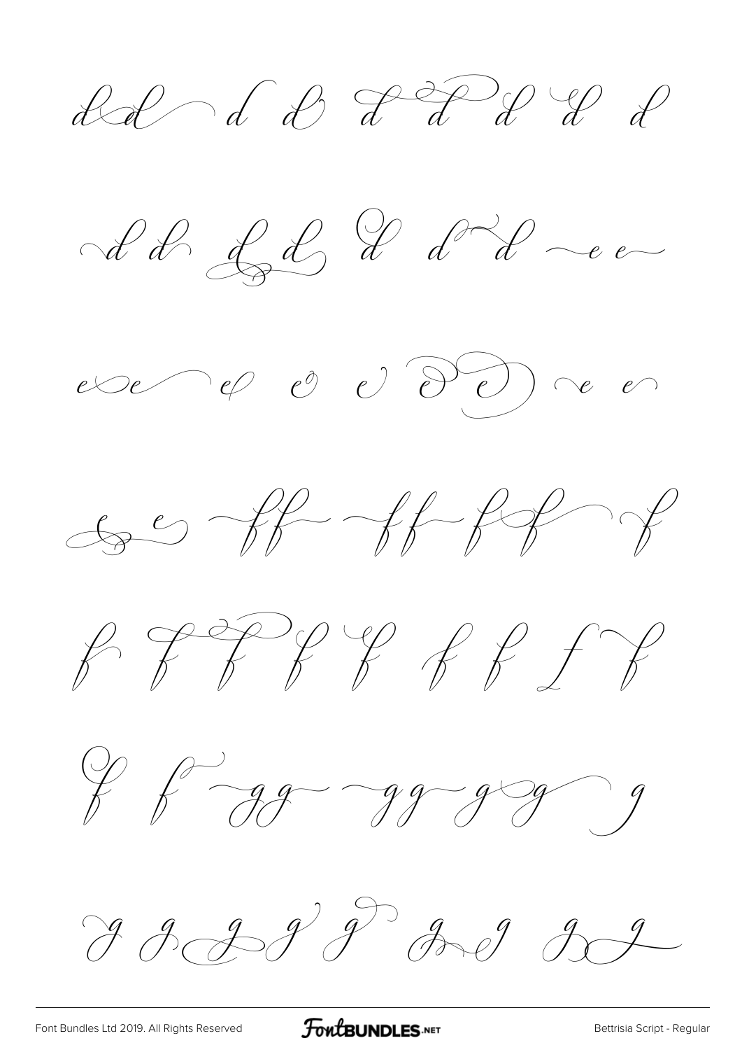dd d d d d d d d

d d d d d d d e e

e e e e e e e e e

e e ff ff ff f

f f f f f f f f f

f f gg gg gg g

g g g g g g g g g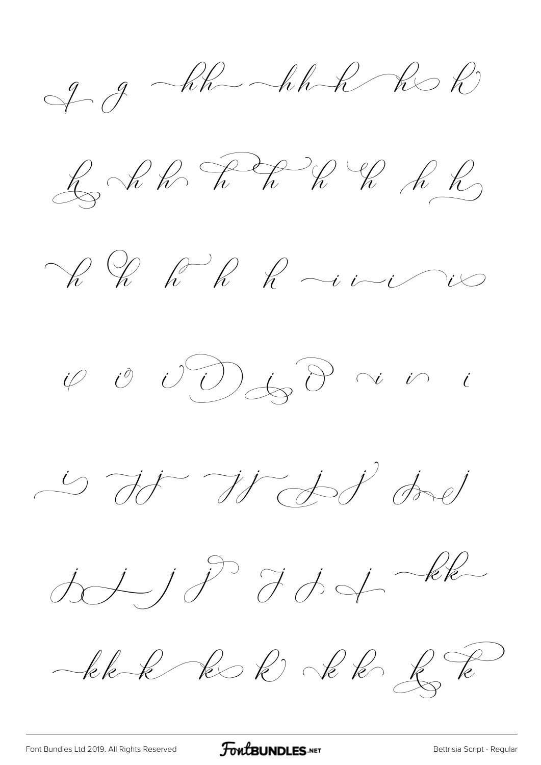q g hh hh h h h

h h h h h h h h h

h h h h h i i i i

i i i i i i i i i

i j j j j j j j j

j j j j j j j kk

kk k k k k k k k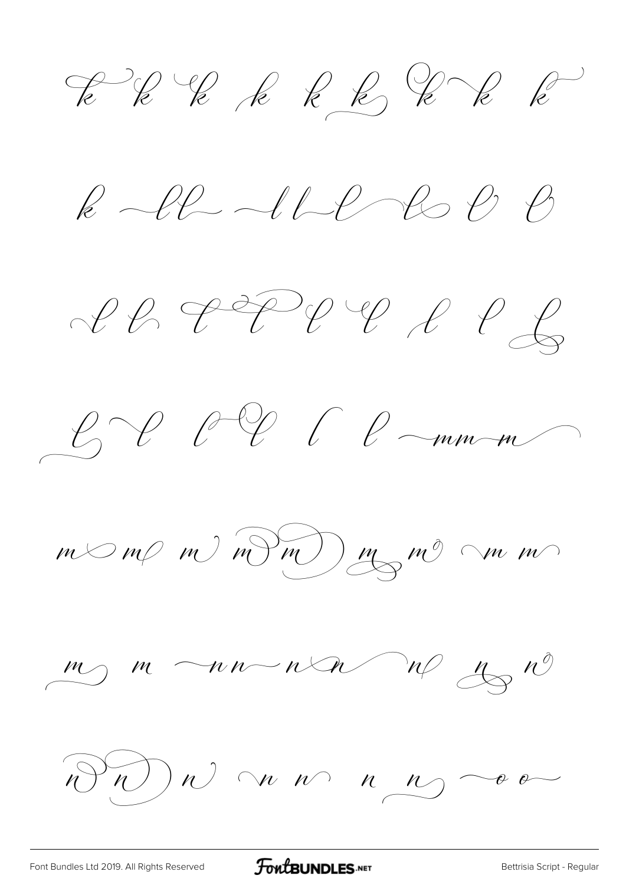k k k k k k k k k

k ll ll l l l l

l l l l l l l l l

l l l l l l mm m

m m m m m m m m m m

m m nn n n n n n

n n n n n n n o o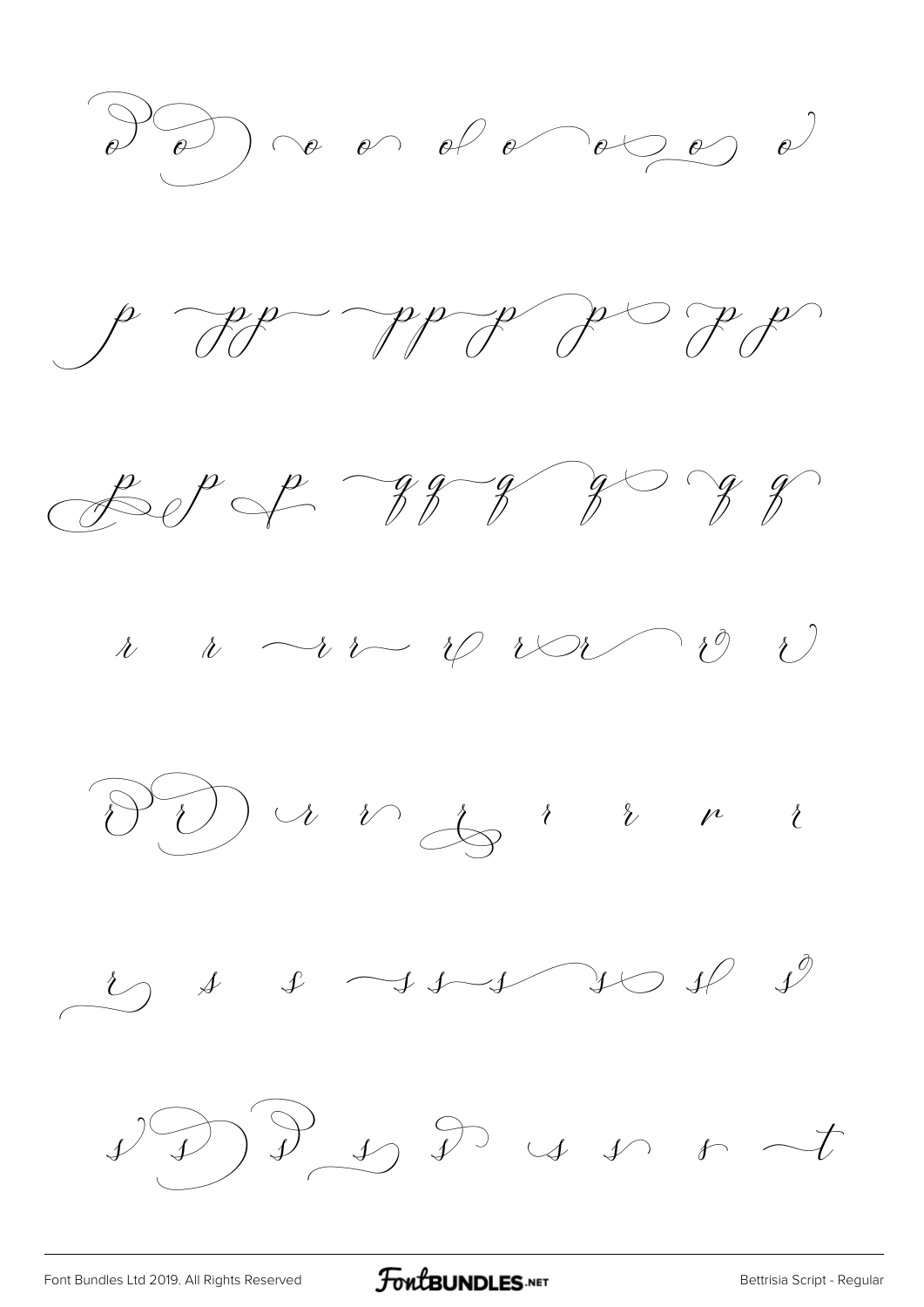o o o o o o o o o

p pp pp p p p p

p p p qq q q q q

r r rr r rr r r

r r r r r r r r r

r s s ss s s s s

s s s s s s s s t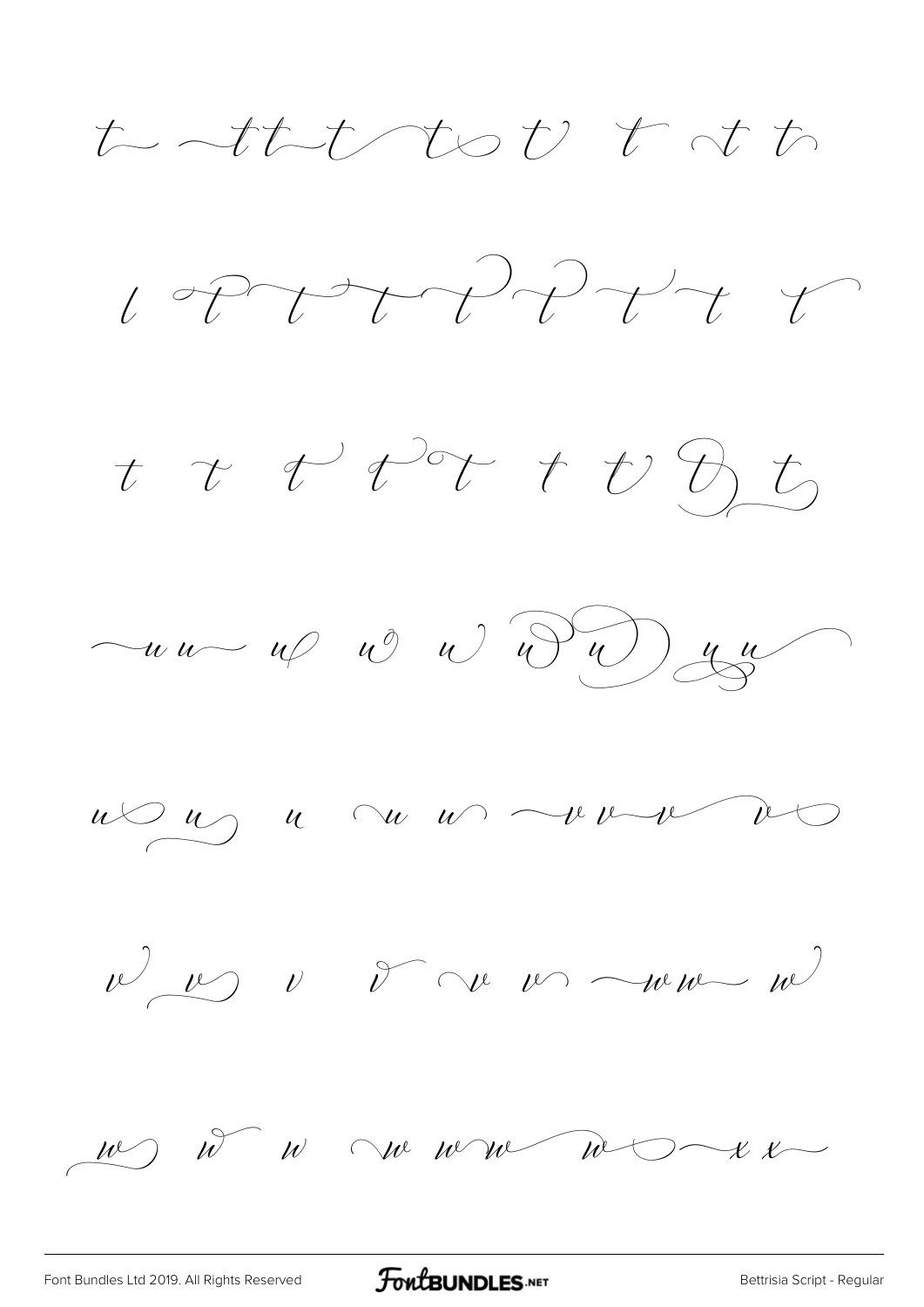t ttt t t t t t

l t t t t t t t t

t t t t t t t t t

uu u u u u u yu

u u u u u vvv v

v v v v v v ww w

w w w w ww w xx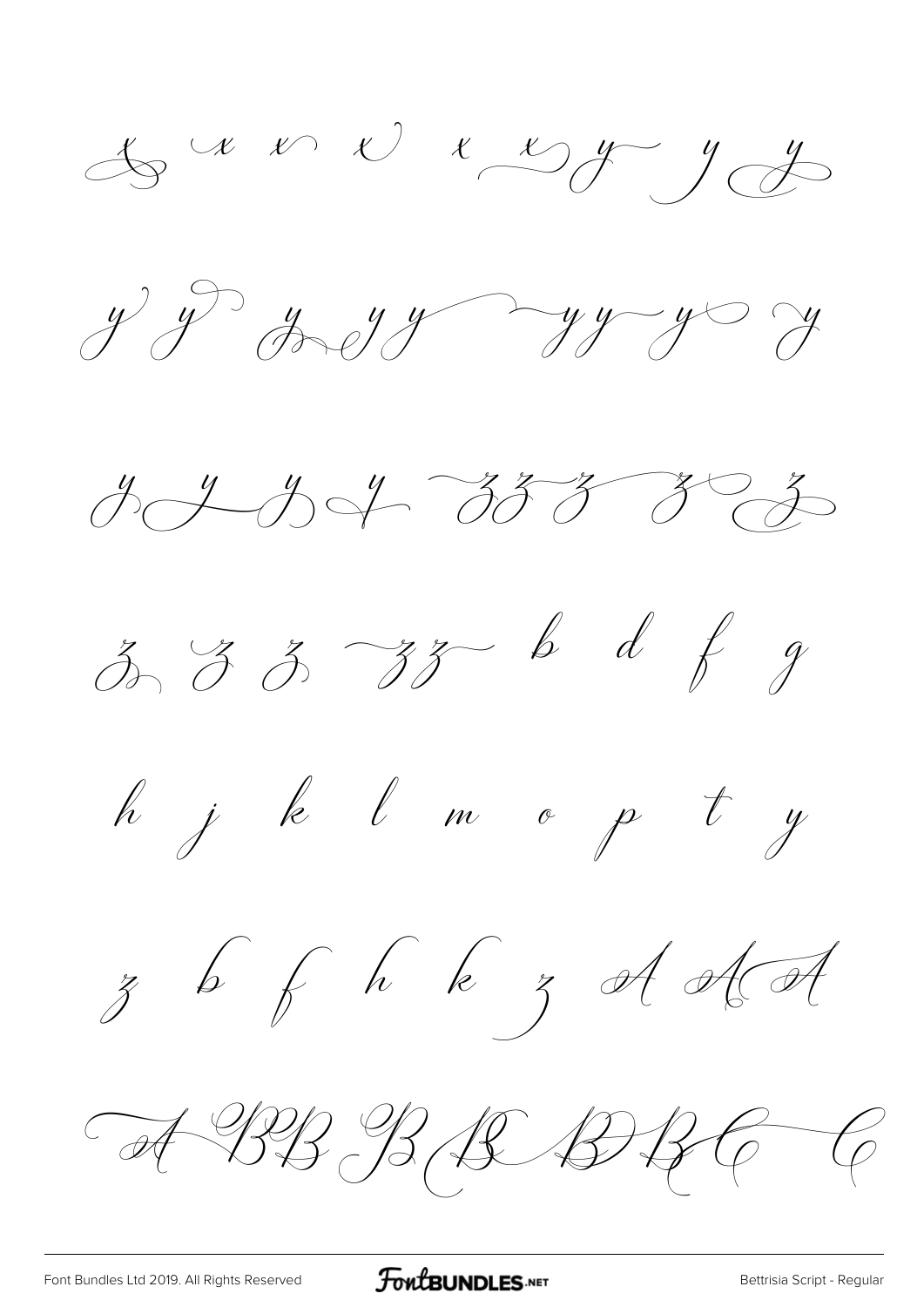x x x x x x y y y

y y y y y y y y y

y y y y z z z z z

z z z z z b d f g

h j k l m o p t y

z b f h k z A A A

A B B B B B B C C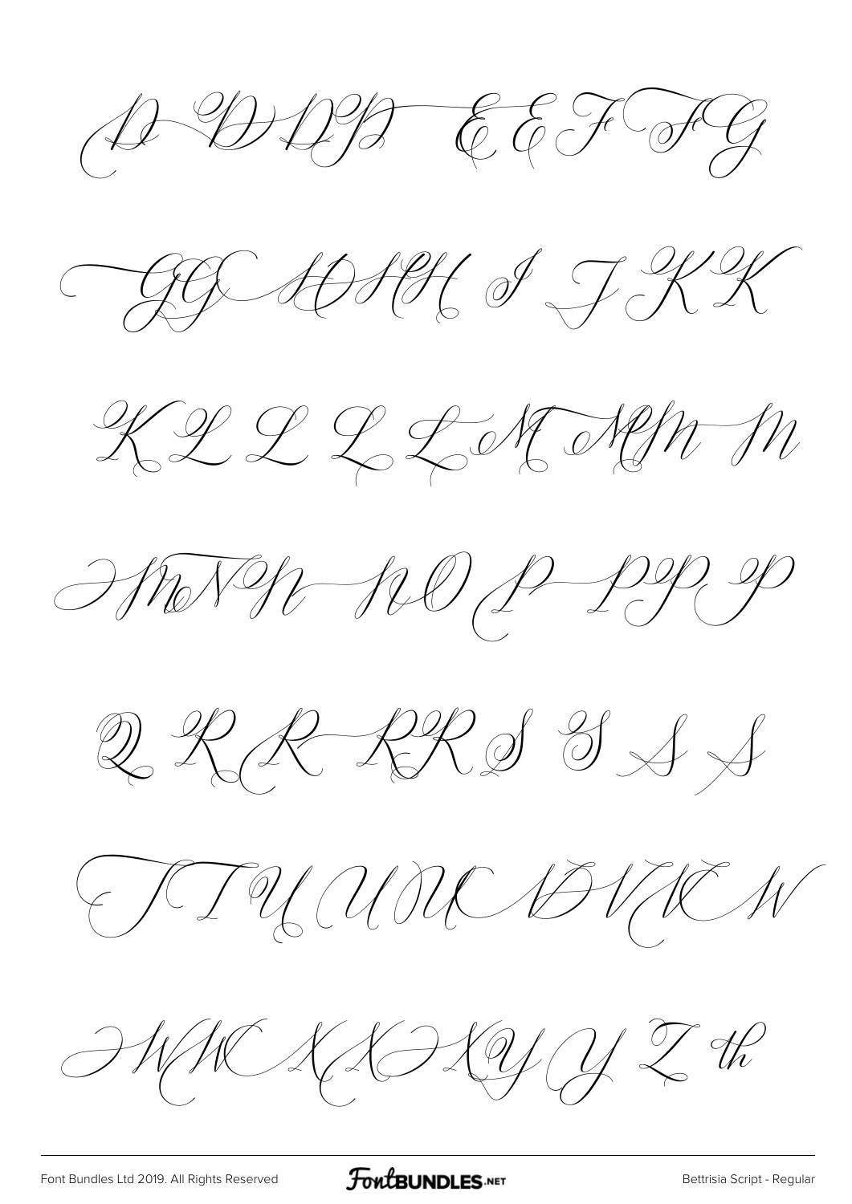D D DD E E F F G

G G H H H I J K K

K L L L L M M M M

M N N N O P P P P

Q R R R R S S S S

T T U U U V V V W

W W X X X X Y Y Z th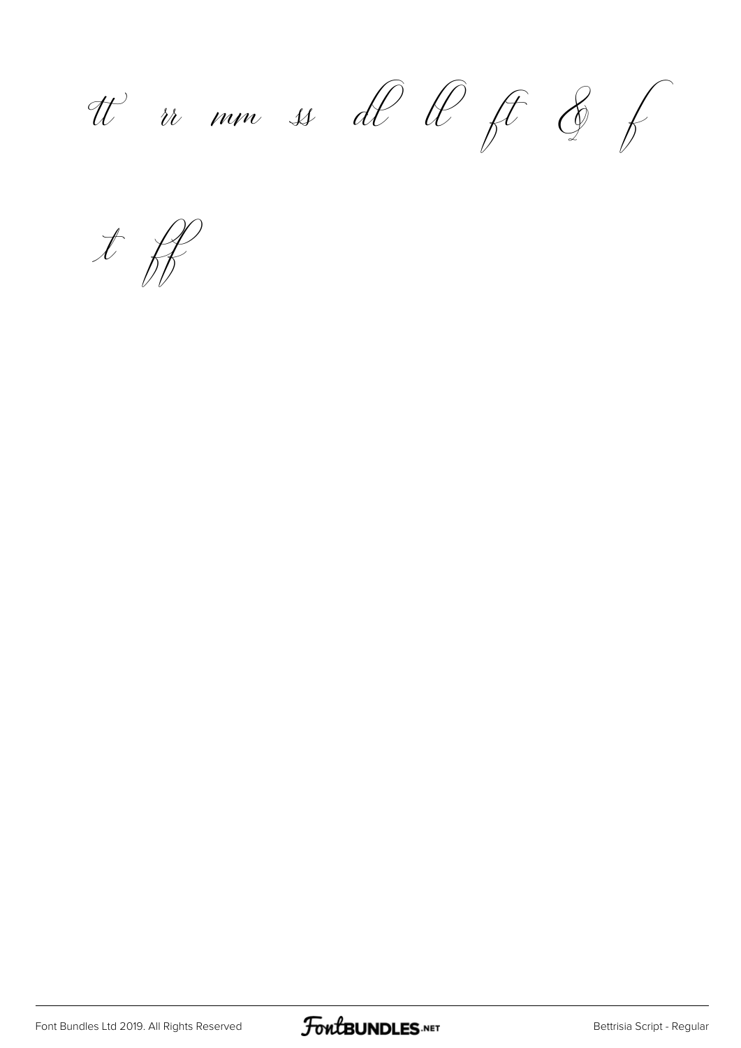tt rr mm ss dl ll ft & f

t ff